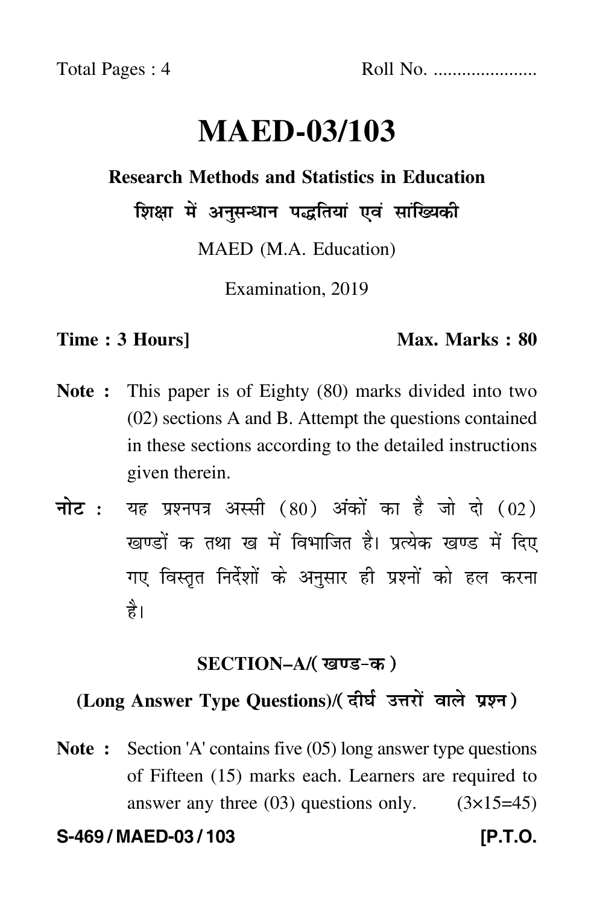Total Pages : 4 Roll No. .....................

# MAED-03/103

## Research Methods and Statistics in Education

## शिक्षा में अनुसन्धान पद्धतियां एवं सांख्यिकी

MAED (M.A. Education)

Examination, 2019

**Time : 3 Hours]** **Max. Marks : 80**

**Note :** This paper is of Eighty (80) marks divided into two (02) sections A and B. Attempt the questions contained in these sections according to the detailed instructions given therein.

**नोट :** यह प्रश्नपत्र अस्सी (80) अंकों का है जो दो (02) खण्डों क तथा ख में विभाजित है। प्रत्येक खण्ड में दिए गए विस्तृत निर्देशों के अनुसार ही प्रश्नों को हल करना है।

### SECTION–A/(खण्ड-क)

### (Long Answer Type Questions)/(दीर्घ उत्तरों वाले प्रश्न)

**Note :** Section 'A' contains five (05) long answer type questions of Fifteen (15) marks each. Learners are required to answer any three (03) questions only. (3×15=45)

**S-469 / MAED-03 / 103** **[P.T.O.**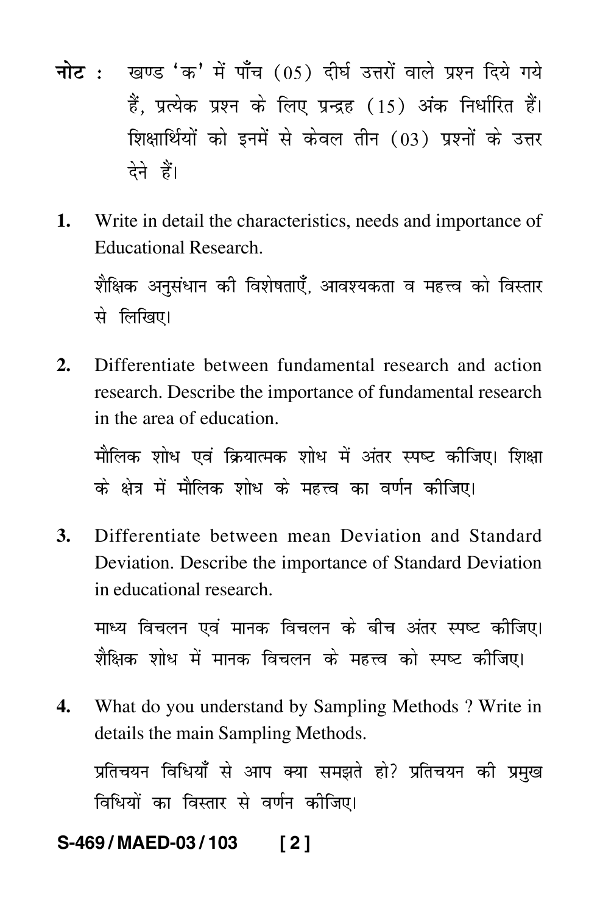**नोट :** खण्ड 'क' में पाँच (05) दीर्घ उत्तरों वाले प्रश्न दिये गये हैं, प्रत्येक प्रश्न के लिए प्रन्द्रह (15) अंक निर्धारित हैं। शिक्षार्थियों को इनमें से केवल तीन (03) प्रश्नों के उत्तर देने हैं।

**1.** Write in detail the characteristics, needs and importance of Educational Research.

शैक्षिक अनुसंधान की विशेषताएँ, आवश्यकता व महत्त्व को विस्तार से लिखिए।

**2.** Differentiate between fundamental research and action research. Describe the importance of fundamental research in the area of education.

मौलिक शोध एवं क्रियात्मक शोध में अंतर स्पष्ट कीजिए। शिक्षा के क्षेत्र में मौलिक शोध के महत्त्व का वर्णन कीजिए।

**3.** Differentiate between mean Deviation and Standard Deviation. Describe the importance of Standard Deviation in educational research.

माध्य विचलन एवं मानक विचलन के बीच अंतर स्पष्ट कीजिए। शैक्षिक शोध में मानक विचलन के महत्त्व को स्पष्ट कीजिए।

**4.** What do you understand by Sampling Methods ? Write in details the main Sampling Methods.

प्रतिचयन विधियाँ से आप क्या समझते हो? प्रतिचयन की प्रमुख विधियों का विस्तार से वर्णन कीजिए।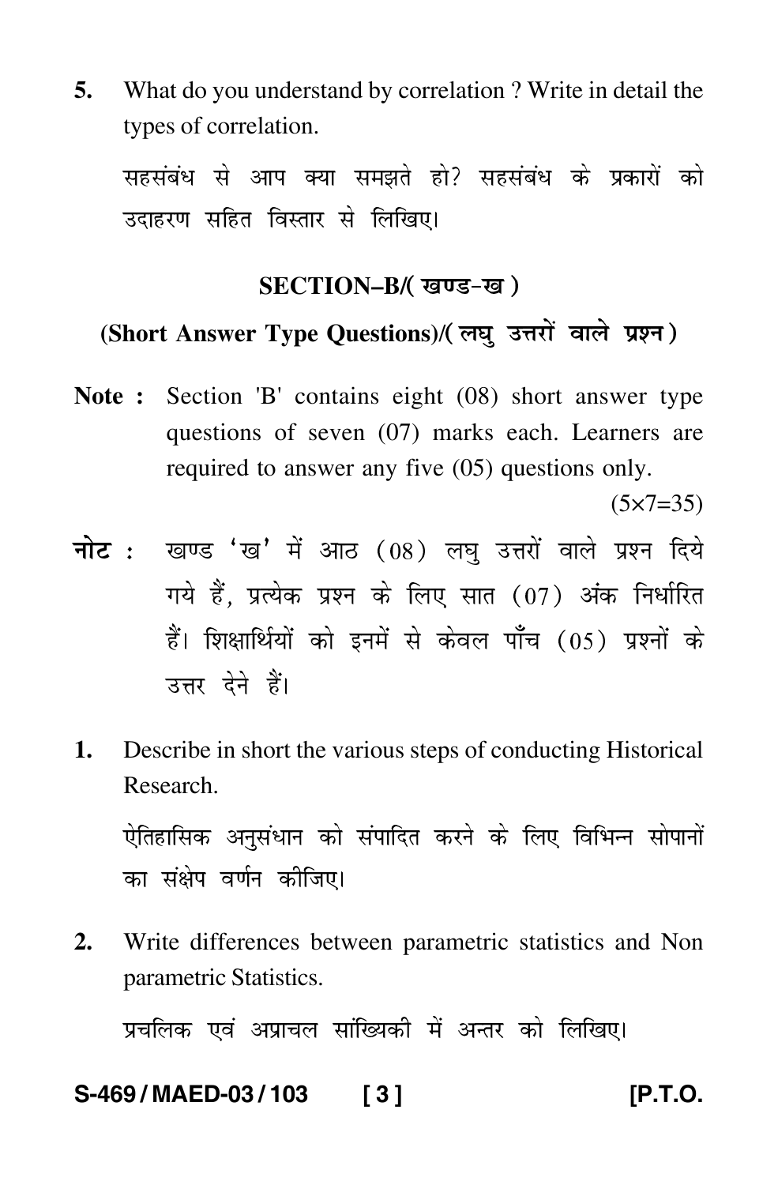5. What do you understand by correlation ? Write in detail the types of correlation.

   सहसंबंध से आप क्या समझते हो? सहसंबंध के प्रकारों को उदाहरण सहित विस्तार से लिखिए।

## SECTION–B/( खण्ड–ख )

### (Short Answer Type Questions)/( लघु उत्तरों वाले प्रश्न )

**Note :** Section 'B' contains eight (08) short answer type questions of seven (07) marks each. Learners are required to answer any five (05) questions only.

(5×7=35)

**नोट :** खण्ड 'ख' में आठ (08) लघु उत्तरों वाले प्रश्न दिये गये हैं, प्रत्येक प्रश्न के लिए सात (07) अंक निर्धारित हैं। शिक्षार्थियों को इनमें से केवल पाँच (05) प्रश्नों के उत्तर देने हैं।

1. Describe in short the various steps of conducting Historical Research.

   ऐतिहासिक अनुसंधान को संपादित करने के लिए विभिन्न सोपानों का संक्षेप वर्णन कीजिए।

2. Write differences between parametric statistics and Non parametric Statistics.

   प्रचलिक एवं अप्राचल सांख्यिकी में अन्तर को लिखिए।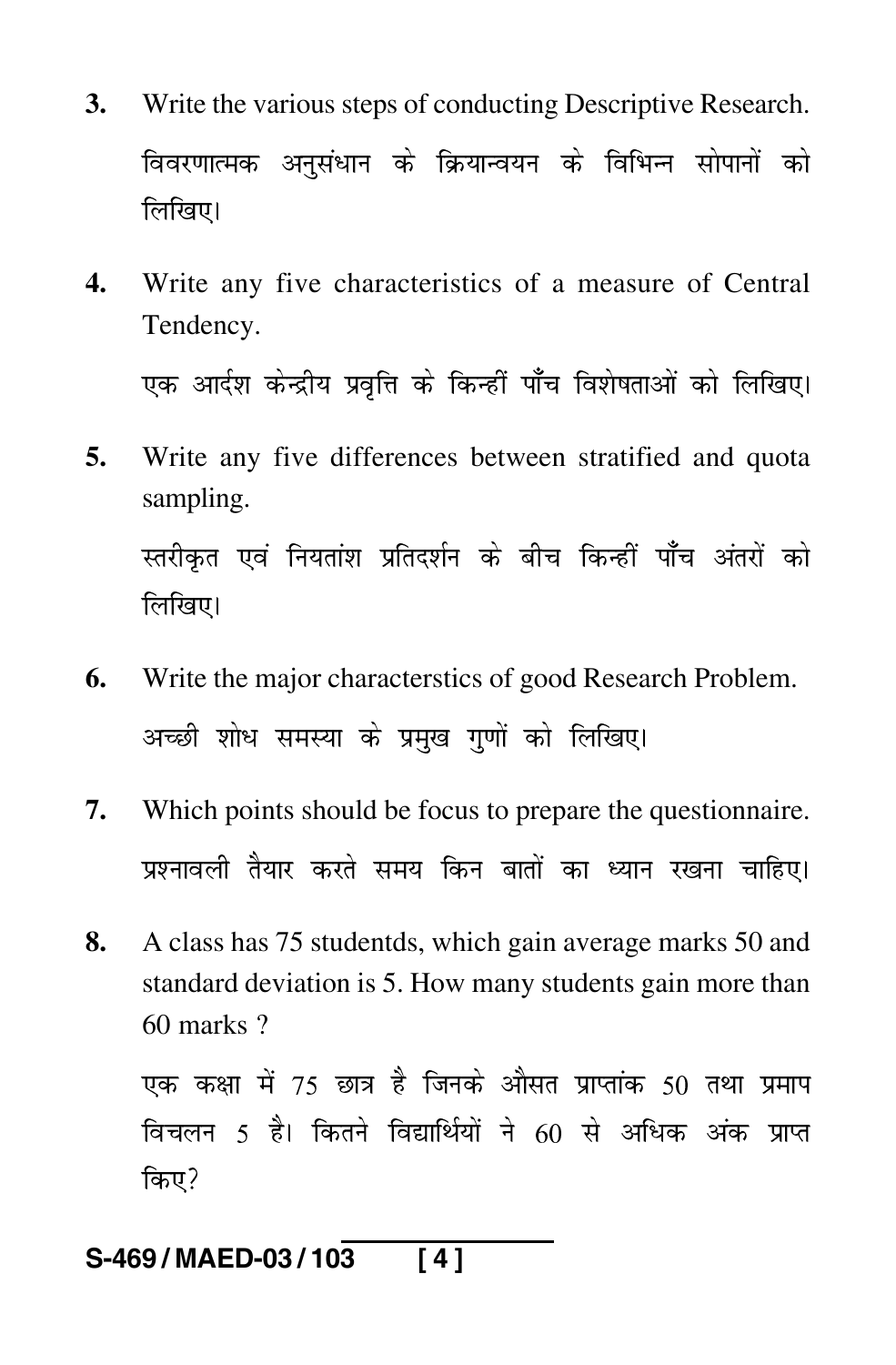3. Write the various steps of conducting Descriptive Research.

   विवरणात्मक अनुसंधान के क्रियान्वयन के विभिन्न सोपानों को लिखिए।

4. Write any five characteristics of a measure of Central Tendency.

   एक आर्दश केन्द्रीय प्रवृत्ति के किन्हीं पाँच विशेषताओं को लिखिए।

5. Write any five differences between stratified and quota sampling.

   स्तरीकृत एवं नियतांश प्रतिदर्शन के बीच किन्हीं पाँच अंतरों को लिखिए।

6. Write the major characterstics of good Research Problem.

   अच्छी शोध समस्या के प्रमुख गुणों को लिखिए।

7. Which points should be focus to prepare the questionnaire.

   प्रश्नावली तैयार करते समय किन बातों का ध्यान रखना चाहिए।

8. A class has 75 studentds, which gain average marks 50 and standard deviation is 5. How many students gain more than 60 marks ?

   एक कक्षा में 75 छात्र है जिनके औसत प्राप्तांक 50 तथा प्रमाप विचलन 5 है। कितने विद्यार्थियों ने 60 से अधिक अंक प्राप्त किए?

S-469 / MAED-03 / 103